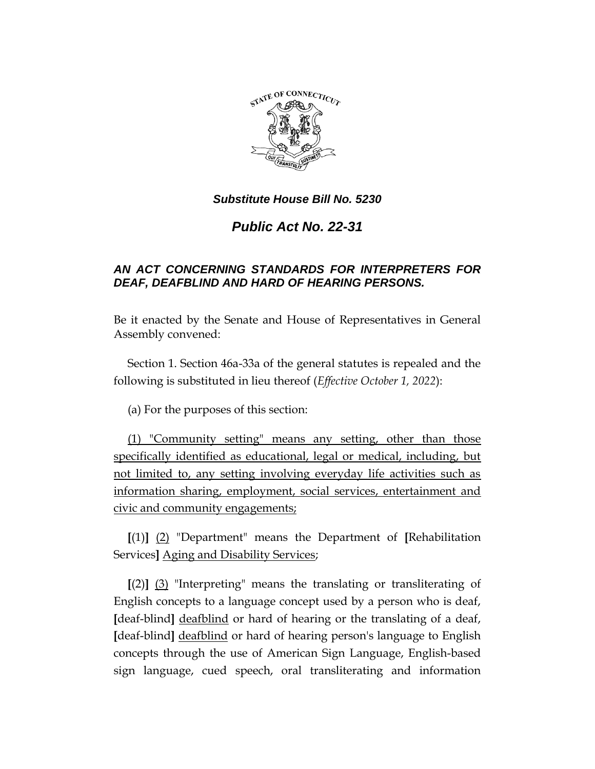***Substitute House Bill No. 5230***

## *Public Act No. 22-31*

### *AN ACT CONCERNING STANDARDS FOR INTERPRETERS FOR DEAF, DEAFBLIND AND HARD OF HEARING PERSONS.*

Be it enacted by the Senate and House of Representatives in General Assembly convened:

Section 1. Section 46a-33a of the general statutes is repealed and the following is substituted in lieu thereof (*Effective October 1, 2022*):

(a) For the purposes of this section:

<u>(1) "Community setting" means any setting, other than those specifically identified as educational, legal or medical, including, but not limited to, any setting involving everyday life activities such as information sharing, employment, social services, entertainment and civic and community engagements;</u>

**[**(1)**]** <u>(2)</u> "Department" means the Department of **[**Rehabilitation Services**]** <u>Aging and Disability Services</u>;

**[**(2)**]** <u>(3)</u> "Interpreting" means the translating or transliterating of English concepts to a language concept used by a person who is deaf, **[**deaf-blind**]** <u>deafblind</u> or hard of hearing or the translating of a deaf, **[**deaf-blind**]** <u>deafblind</u> or hard of hearing person's language to English concepts through the use of American Sign Language, English-based sign language, cued speech, oral transliterating and information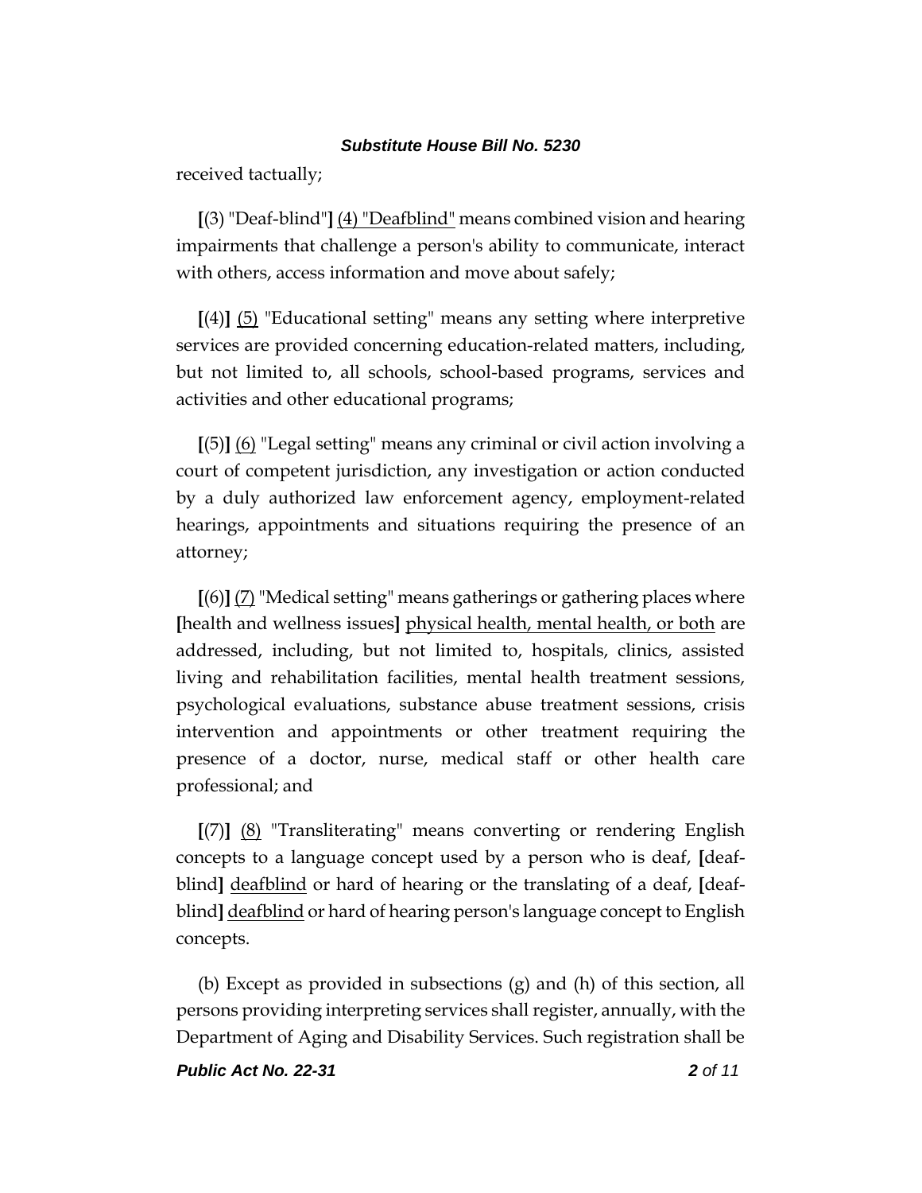received tactually;

[(3) "Deaf-blind"] <u>(4) "Deafblind"</u> means combined vision and hearing impairments that challenge a person's ability to communicate, interact with others, access information and move about safely;

[(4)] <u>(5)</u> "Educational setting" means any setting where interpretive services are provided concerning education-related matters, including, but not limited to, all schools, school-based programs, services and activities and other educational programs;

[(5)] <u>(6)</u> "Legal setting" means any criminal or civil action involving a court of competent jurisdiction, any investigation or action conducted by a duly authorized law enforcement agency, employment-related hearings, appointments and situations requiring the presence of an attorney;

[(6)] <u>(7)</u> "Medical setting" means gatherings or gathering places where [health and wellness issues] <u>physical health, mental health, or both</u> are addressed, including, but not limited to, hospitals, clinics, assisted living and rehabilitation facilities, mental health treatment sessions, psychological evaluations, substance abuse treatment sessions, crisis intervention and appointments or other treatment requiring the presence of a doctor, nurse, medical staff or other health care professional; and

[(7)] <u>(8)</u> "Transliterating" means converting or rendering English concepts to a language concept used by a person who is deaf, [deaf-blind] <u>deafblind</u> or hard of hearing or the translating of a deaf, [deaf-blind] <u>deafblind</u> or hard of hearing person's language concept to English concepts.

(b) Except as provided in subsections (g) and (h) of this section, all persons providing interpreting services shall register, annually, with the Department of Aging and Disability Services. Such registration shall be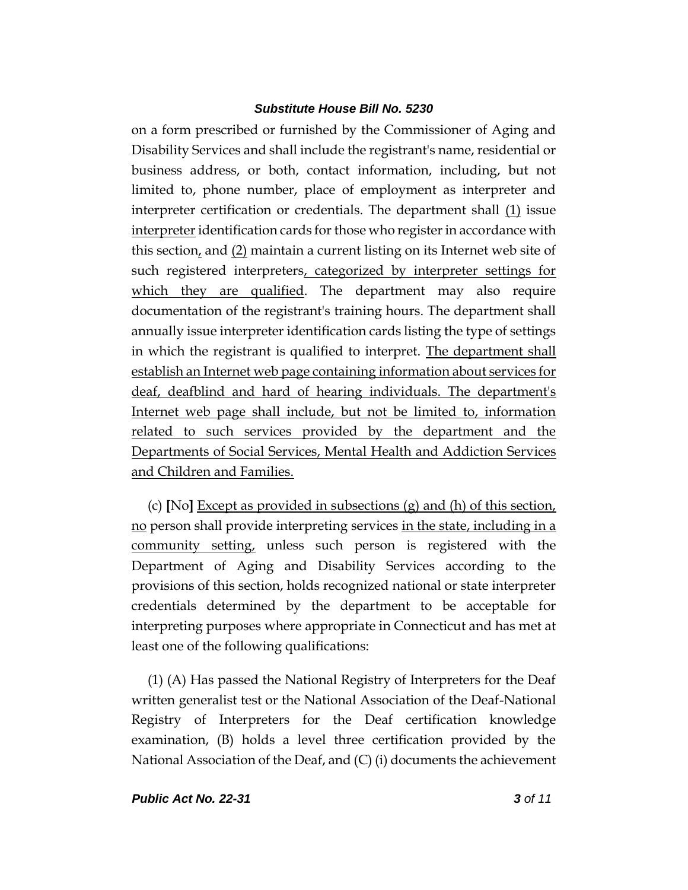on a form prescribed or furnished by the Commissioner of Aging and Disability Services and shall include the registrant's name, residential or business address, or both, contact information, including, but not limited to, phone number, place of employment as interpreter and interpreter certification or credentials. The department shall (1) issue interpreter identification cards for those who register in accordance with this section, and (2) maintain a current listing on its Internet web site of such registered interpreters, categorized by interpreter settings for which they are qualified. The department may also require documentation of the registrant's training hours. The department shall annually issue interpreter identification cards listing the type of settings in which the registrant is qualified to interpret. The department shall establish an Internet web page containing information about services for deaf, deafblind and hard of hearing individuals. The department's Internet web page shall include, but not be limited to, information related to such services provided by the department and the Departments of Social Services, Mental Health and Addiction Services and Children and Families.

(c) [No] Except as provided in subsections (g) and (h) of this section, no person shall provide interpreting services in the state, including in a community setting, unless such person is registered with the Department of Aging and Disability Services according to the provisions of this section, holds recognized national or state interpreter credentials determined by the department to be acceptable for interpreting purposes where appropriate in Connecticut and has met at least one of the following qualifications:

(1) (A) Has passed the National Registry of Interpreters for the Deaf written generalist test or the National Association of the Deaf-National Registry of Interpreters for the Deaf certification knowledge examination, (B) holds a level three certification provided by the National Association of the Deaf, and (C) (i) documents the achievement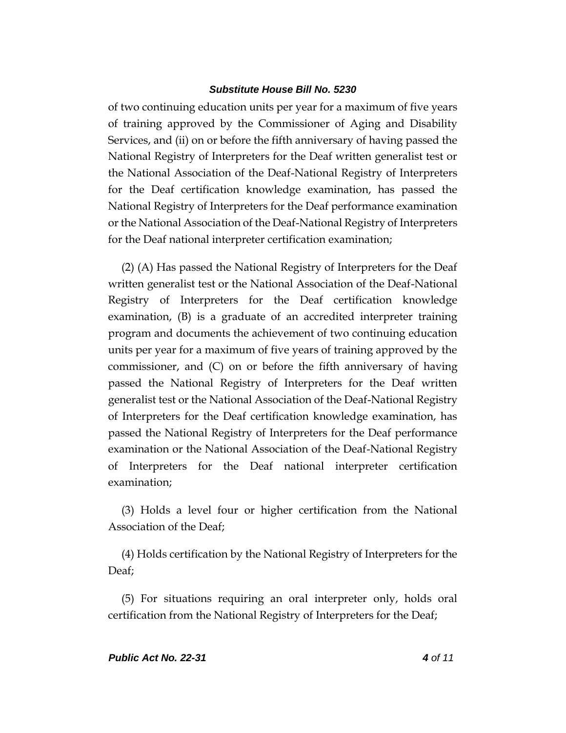of two continuing education units per year for a maximum of five years of training approved by the Commissioner of Aging and Disability Services, and (ii) on or before the fifth anniversary of having passed the National Registry of Interpreters for the Deaf written generalist test or the National Association of the Deaf-National Registry of Interpreters for the Deaf certification knowledge examination, has passed the National Registry of Interpreters for the Deaf performance examination or the National Association of the Deaf-National Registry of Interpreters for the Deaf national interpreter certification examination;

(2) (A) Has passed the National Registry of Interpreters for the Deaf written generalist test or the National Association of the Deaf-National Registry of Interpreters for the Deaf certification knowledge examination, (B) is a graduate of an accredited interpreter training program and documents the achievement of two continuing education units per year for a maximum of five years of training approved by the commissioner, and (C) on or before the fifth anniversary of having passed the National Registry of Interpreters for the Deaf written generalist test or the National Association of the Deaf-National Registry of Interpreters for the Deaf certification knowledge examination, has passed the National Registry of Interpreters for the Deaf performance examination or the National Association of the Deaf-National Registry of Interpreters for the Deaf national interpreter certification examination;

(3) Holds a level four or higher certification from the National Association of the Deaf;

(4) Holds certification by the National Registry of Interpreters for the Deaf;

(5) For situations requiring an oral interpreter only, holds oral certification from the National Registry of Interpreters for the Deaf;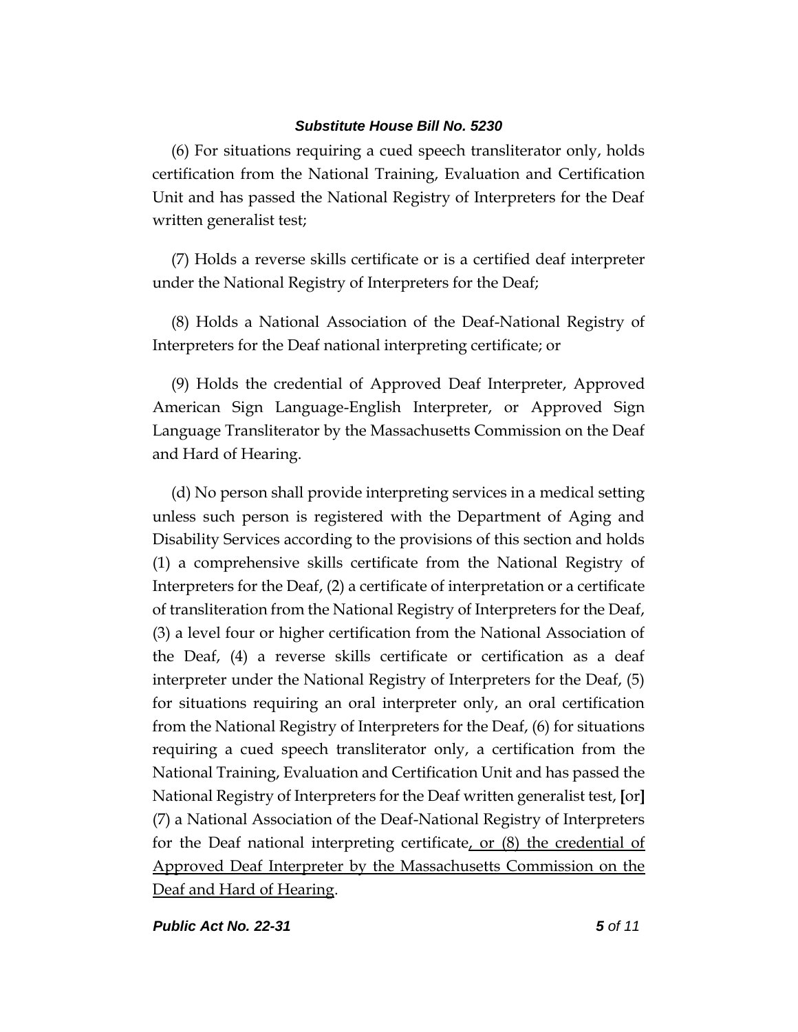(6) For situations requiring a cued speech transliterator only, holds certification from the National Training, Evaluation and Certification Unit and has passed the National Registry of Interpreters for the Deaf written generalist test;

(7) Holds a reverse skills certificate or is a certified deaf interpreter under the National Registry of Interpreters for the Deaf;

(8) Holds a National Association of the Deaf-National Registry of Interpreters for the Deaf national interpreting certificate; or

(9) Holds the credential of Approved Deaf Interpreter, Approved American Sign Language-English Interpreter, or Approved Sign Language Transliterator by the Massachusetts Commission on the Deaf and Hard of Hearing.

(d) No person shall provide interpreting services in a medical setting unless such person is registered with the Department of Aging and Disability Services according to the provisions of this section and holds (1) a comprehensive skills certificate from the National Registry of Interpreters for the Deaf, (2) a certificate of interpretation or a certificate of transliteration from the National Registry of Interpreters for the Deaf, (3) a level four or higher certification from the National Association of the Deaf, (4) a reverse skills certificate or certification as a deaf interpreter under the National Registry of Interpreters for the Deaf, (5) for situations requiring an oral interpreter only, an oral certification from the National Registry of Interpreters for the Deaf, (6) for situations requiring a cued speech transliterator only, a certification from the National Training, Evaluation and Certification Unit and has passed the National Registry of Interpreters for the Deaf written generalist test, **[**or**]** (7) a National Association of the Deaf-National Registry of Interpreters for the Deaf national interpreting certificate<u>, or (8) the credential of Approved Deaf Interpreter by the Massachusetts Commission on the Deaf and Hard of Hearing</u>.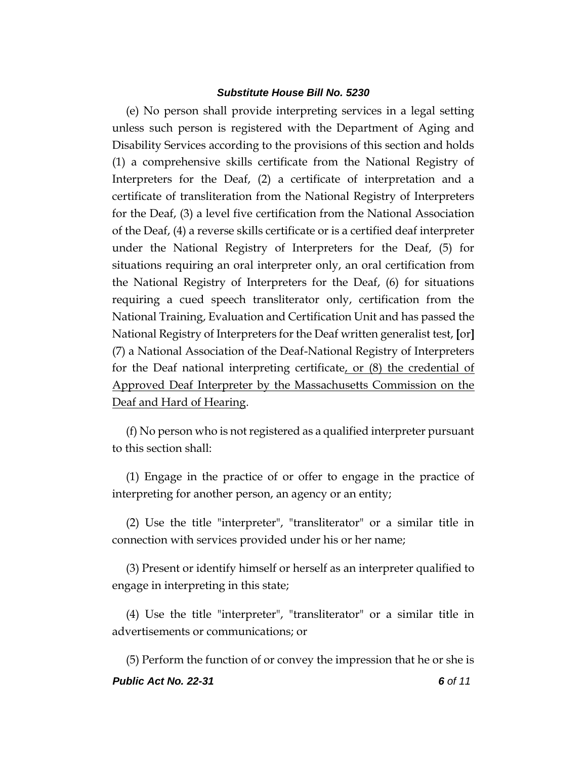(e) No person shall provide interpreting services in a legal setting unless such person is registered with the Department of Aging and Disability Services according to the provisions of this section and holds (1) a comprehensive skills certificate from the National Registry of Interpreters for the Deaf, (2) a certificate of interpretation and a certificate of transliteration from the National Registry of Interpreters for the Deaf, (3) a level five certification from the National Association of the Deaf, (4) a reverse skills certificate or is a certified deaf interpreter under the National Registry of Interpreters for the Deaf, (5) for situations requiring an oral interpreter only, an oral certification from the National Registry of Interpreters for the Deaf, (6) for situations requiring a cued speech transliterator only, certification from the National Training, Evaluation and Certification Unit and has passed the National Registry of Interpreters for the Deaf written generalist test, **[**or**]** (7) a National Association of the Deaf-National Registry of Interpreters for the Deaf national interpreting certificate<u>, or (8) the credential of Approved Deaf Interpreter by the Massachusetts Commission on the Deaf and Hard of Hearing</u>.

(f) No person who is not registered as a qualified interpreter pursuant to this section shall:

(1) Engage in the practice of or offer to engage in the practice of interpreting for another person, an agency or an entity;

(2) Use the title "interpreter", "transliterator" or a similar title in connection with services provided under his or her name;

(3) Present or identify himself or herself as an interpreter qualified to engage in interpreting in this state;

(4) Use the title "interpreter", "transliterator" or a similar title in advertisements or communications; or

(5) Perform the function of or convey the impression that he or she is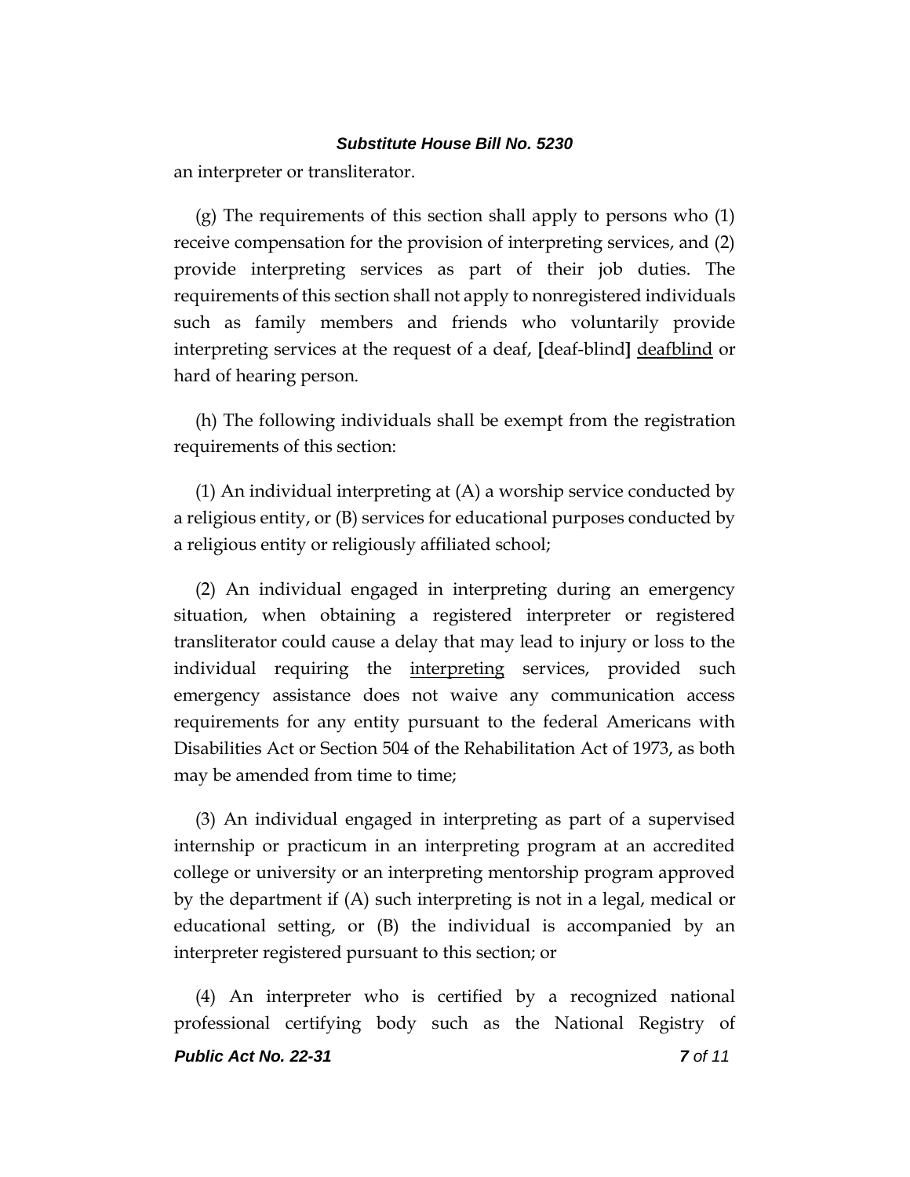an interpreter or transliterator.

(g) The requirements of this section shall apply to persons who (1) receive compensation for the provision of interpreting services, and (2) provide interpreting services as part of their job duties. The requirements of this section shall not apply to nonregistered individuals such as family members and friends who voluntarily provide interpreting services at the request of a deaf, [deaf-blind] deafblind or hard of hearing person.

(h) The following individuals shall be exempt from the registration requirements of this section:

(1) An individual interpreting at (A) a worship service conducted by a religious entity, or (B) services for educational purposes conducted by a religious entity or religiously affiliated school;

(2) An individual engaged in interpreting during an emergency situation, when obtaining a registered interpreter or registered transliterator could cause a delay that may lead to injury or loss to the individual requiring the interpreting services, provided such emergency assistance does not waive any communication access requirements for any entity pursuant to the federal Americans with Disabilities Act or Section 504 of the Rehabilitation Act of 1973, as both may be amended from time to time;

(3) An individual engaged in interpreting as part of a supervised internship or practicum in an interpreting program at an accredited college or university or an interpreting mentorship program approved by the department if (A) such interpreting is not in a legal, medical or educational setting, or (B) the individual is accompanied by an interpreter registered pursuant to this section; or

(4) An interpreter who is certified by a recognized national professional certifying body such as the National Registry of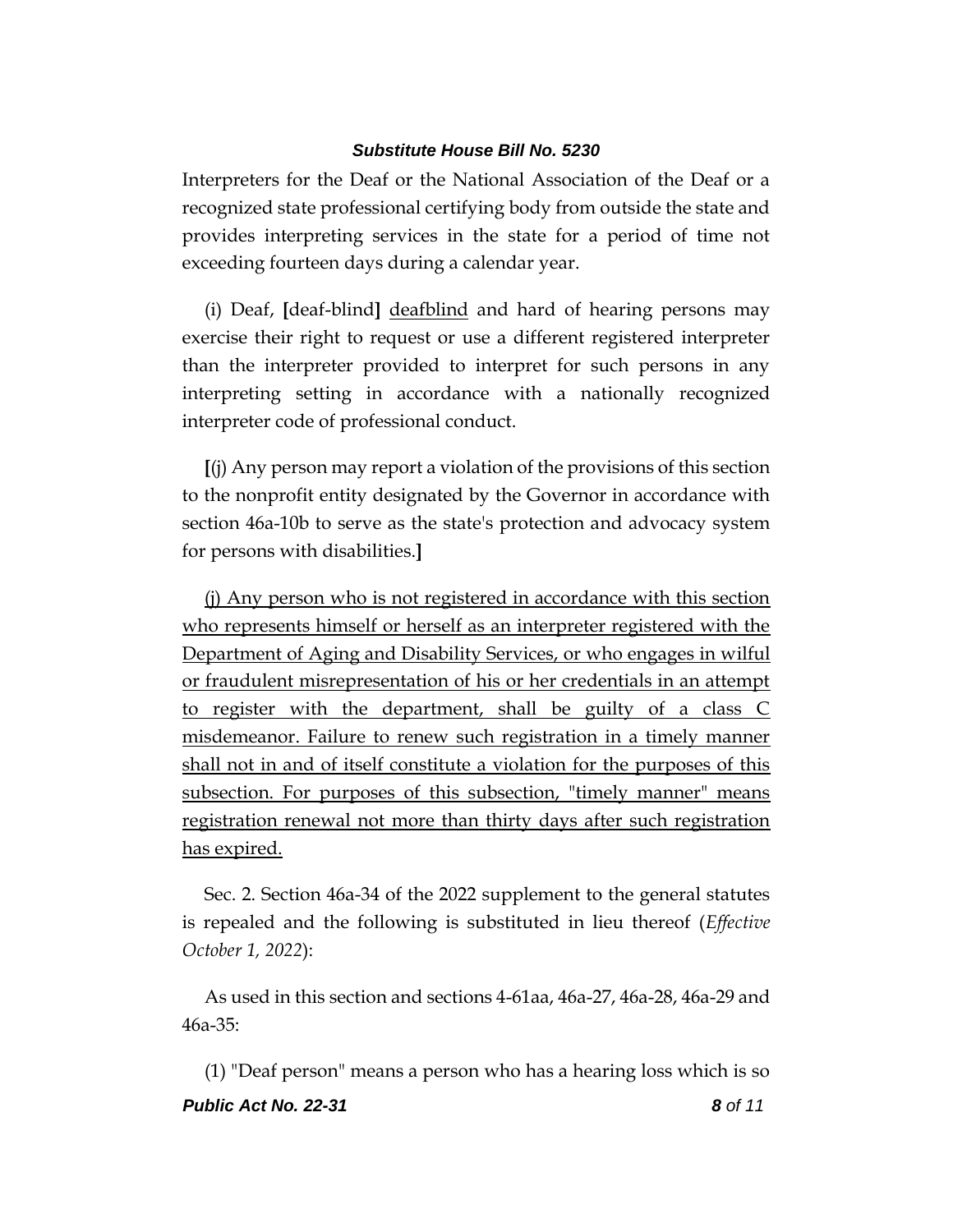Interpreters for the Deaf or the National Association of the Deaf or a recognized state professional certifying body from outside the state and provides interpreting services in the state for a period of time not exceeding fourteen days during a calendar year.

(i) Deaf, **[**deaf-blind**]** <u>deafblind</u> and hard of hearing persons may exercise their right to request or use a different registered interpreter than the interpreter provided to interpret for such persons in any interpreting setting in accordance with a nationally recognized interpreter code of professional conduct.

**[**(j) Any person may report a violation of the provisions of this section to the nonprofit entity designated by the Governor in accordance with section 46a-10b to serve as the state's protection and advocacy system for persons with disabilities.**]**

<u>(j) Any person who is not registered in accordance with this section who represents himself or herself as an interpreter registered with the Department of Aging and Disability Services, or who engages in wilful or fraudulent misrepresentation of his or her credentials in an attempt to register with the department, shall be guilty of a class C misdemeanor. Failure to renew such registration in a timely manner shall not in and of itself constitute a violation for the purposes of this subsection. For purposes of this subsection, "timely manner" means registration renewal not more than thirty days after such registration has expired.</u>

Sec. 2. Section 46a-34 of the 2022 supplement to the general statutes is repealed and the following is substituted in lieu thereof (*Effective October 1, 2022*):

As used in this section and sections 4-61aa, 46a-27, 46a-28, 46a-29 and 46a-35:

(1) "Deaf person" means a person who has a hearing loss which is so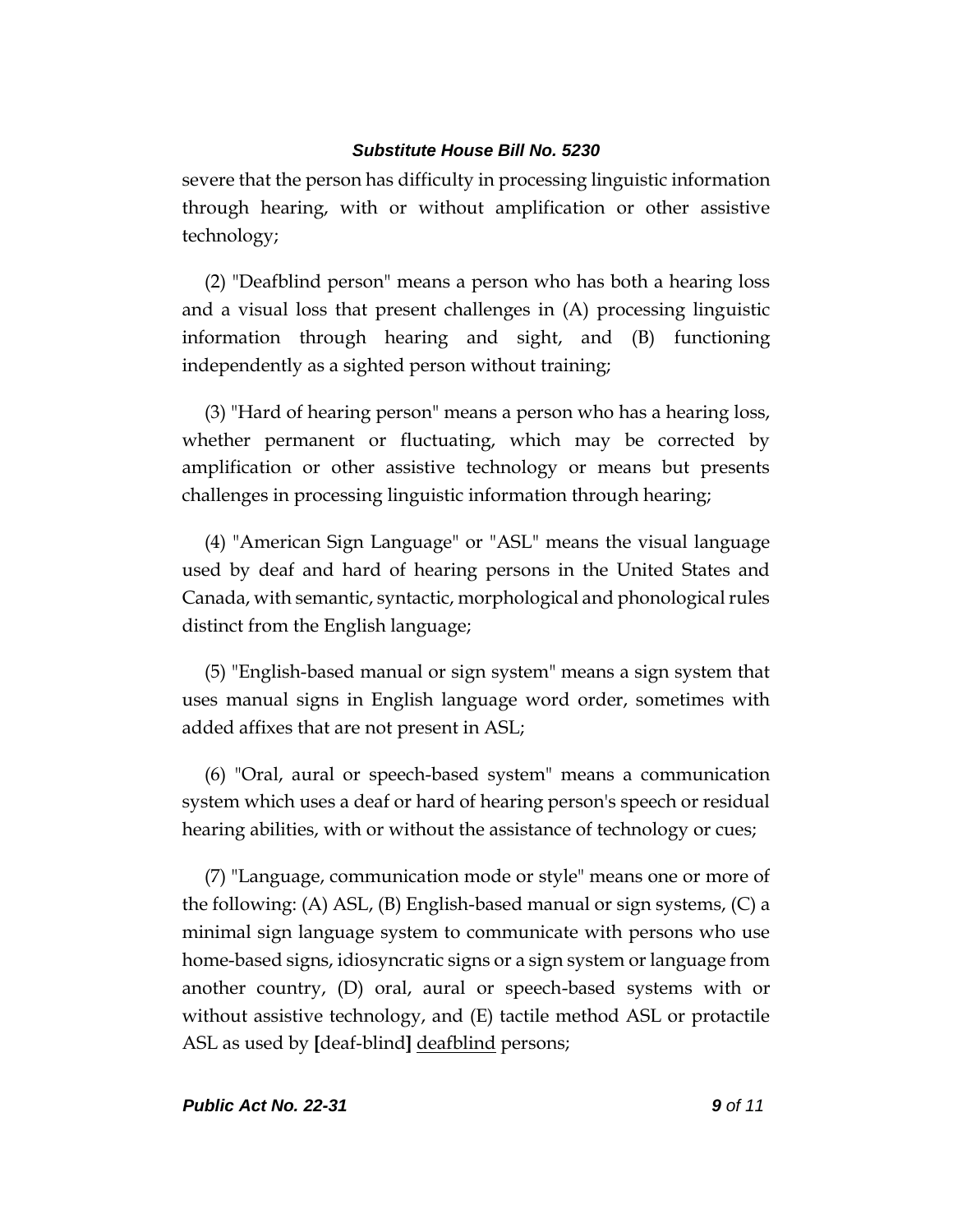severe that the person has difficulty in processing linguistic information through hearing, with or without amplification or other assistive technology;

(2) "Deafblind person" means a person who has both a hearing loss and a visual loss that present challenges in (A) processing linguistic information through hearing and sight, and (B) functioning independently as a sighted person without training;

(3) "Hard of hearing person" means a person who has a hearing loss, whether permanent or fluctuating, which may be corrected by amplification or other assistive technology or means but presents challenges in processing linguistic information through hearing;

(4) "American Sign Language" or "ASL" means the visual language used by deaf and hard of hearing persons in the United States and Canada, with semantic, syntactic, morphological and phonological rules distinct from the English language;

(5) "English-based manual or sign system" means a sign system that uses manual signs in English language word order, sometimes with added affixes that are not present in ASL;

(6) "Oral, aural or speech-based system" means a communication system which uses a deaf or hard of hearing person's speech or residual hearing abilities, with or without the assistance of technology or cues;

(7) "Language, communication mode or style" means one or more of the following: (A) ASL, (B) English-based manual or sign systems, (C) a minimal sign language system to communicate with persons who use home-based signs, idiosyncratic signs or a sign system or language from another country, (D) oral, aural or speech-based systems with or without assistive technology, and (E) tactile method ASL or protactile ASL as used by **[**deaf-blind**]** <u>deafblind</u> persons;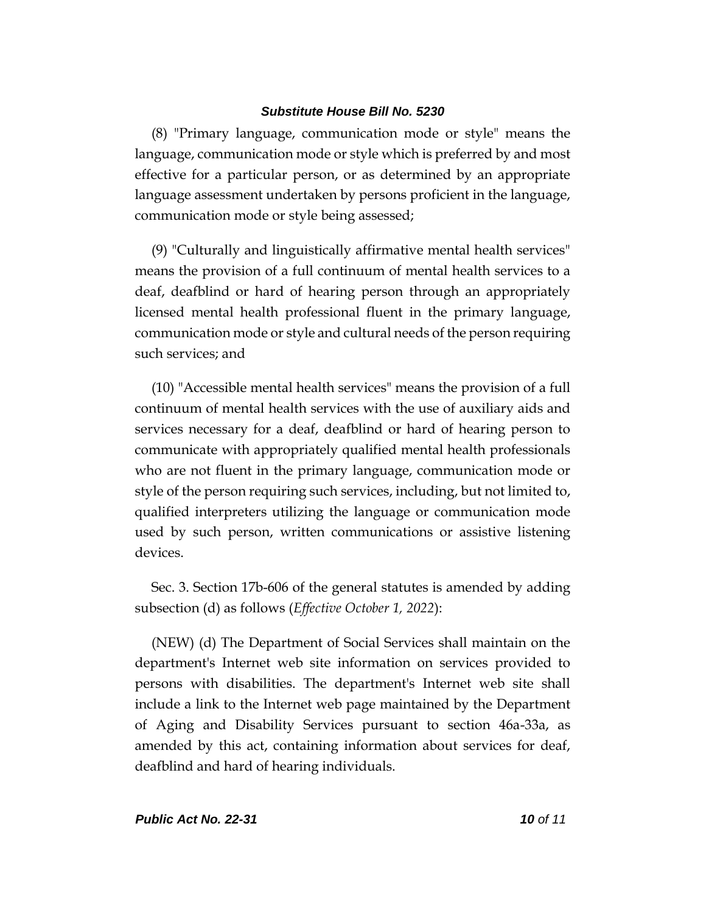(8) "Primary language, communication mode or style" means the language, communication mode or style which is preferred by and most effective for a particular person, or as determined by an appropriate language assessment undertaken by persons proficient in the language, communication mode or style being assessed;

(9) "Culturally and linguistically affirmative mental health services" means the provision of a full continuum of mental health services to a deaf, deafblind or hard of hearing person through an appropriately licensed mental health professional fluent in the primary language, communication mode or style and cultural needs of the person requiring such services; and

(10) "Accessible mental health services" means the provision of a full continuum of mental health services with the use of auxiliary aids and services necessary for a deaf, deafblind or hard of hearing person to communicate with appropriately qualified mental health professionals who are not fluent in the primary language, communication mode or style of the person requiring such services, including, but not limited to, qualified interpreters utilizing the language or communication mode used by such person, written communications or assistive listening devices.

Sec. 3. Section 17b-606 of the general statutes is amended by adding subsection (d) as follows (*Effective October 1, 2022*):

(NEW) (d) The Department of Social Services shall maintain on the department's Internet web site information on services provided to persons with disabilities. The department's Internet web site shall include a link to the Internet web page maintained by the Department of Aging and Disability Services pursuant to section 46a-33a, as amended by this act, containing information about services for deaf, deafblind and hard of hearing individuals.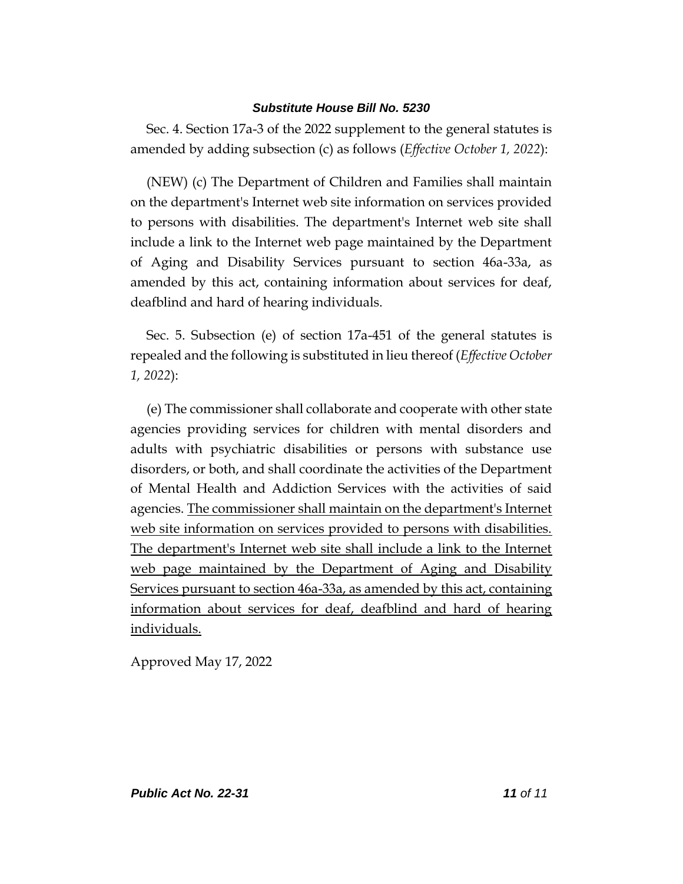Sec. 4. Section 17a-3 of the 2022 supplement to the general statutes is amended by adding subsection (c) as follows (*Effective October 1, 2022*):

(NEW) (c) The Department of Children and Families shall maintain on the department's Internet web site information on services provided to persons with disabilities. The department's Internet web site shall include a link to the Internet web page maintained by the Department of Aging and Disability Services pursuant to section 46a-33a, as amended by this act, containing information about services for deaf, deafblind and hard of hearing individuals.

Sec. 5. Subsection (e) of section 17a-451 of the general statutes is repealed and the following is substituted in lieu thereof (*Effective October 1, 2022*):

(e) The commissioner shall collaborate and cooperate with other state agencies providing services for children with mental disorders and adults with psychiatric disabilities or persons with substance use disorders, or both, and shall coordinate the activities of the Department of Mental Health and Addiction Services with the activities of said agencies. <u>The commissioner shall maintain on the department's Internet web site information on services provided to persons with disabilities. The department's Internet web site shall include a link to the Internet web page maintained by the Department of Aging and Disability Services pursuant to section 46a-33a, as amended by this act, containing information about services for deaf, deafblind and hard of hearing individuals.</u>

Approved May 17, 2022